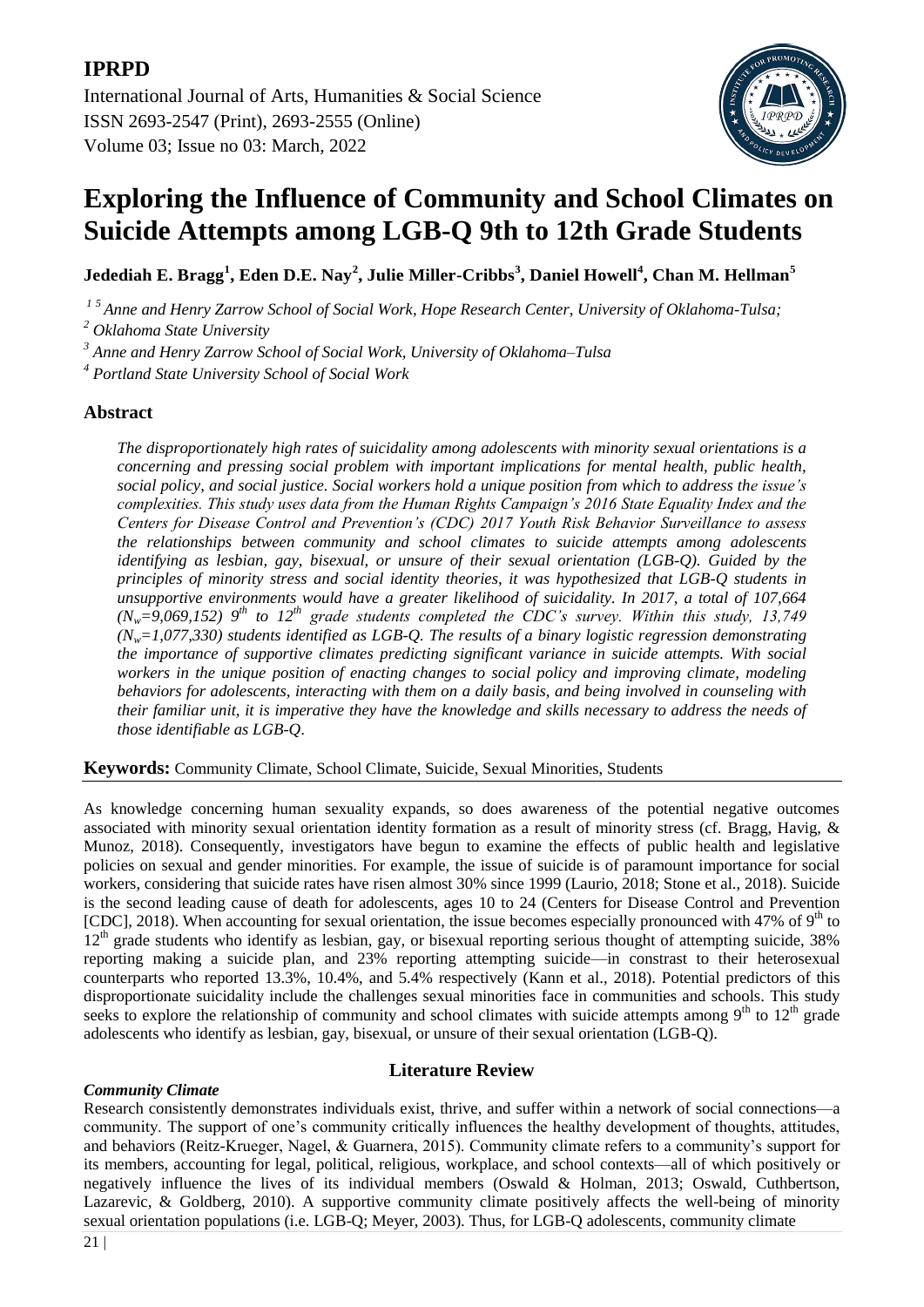# Exploring the Influence of Community and School Climates on Suicide Attempts among LGB-Q 9th to 12th Grade Students

**Jedediah E. Bragg[1], Eden D.E. Nay[2], Julie Miller-Cribbs[3], Daniel Howell[4], Chan M. Hellman[5]**

*[1 5] Anne and Henry Zarrow School of Social Work, Hope Research Center, University of Oklahoma-Tulsa;*

*[2] Oklahoma State University*

*[3] Anne and Henry Zarrow School of Social Work, University of Oklahoma–Tulsa*

*[4] Portland State University School of Social Work*

## Abstract

*The disproportionately high rates of suicidality among adolescents with minority sexual orientations is a concerning and pressing social problem with important implications for mental health, public health, social policy, and social justice. Social workers hold a unique position from which to address the issue's complexities. This study uses data from the Human Rights Campaign's 2016 State Equality Index and the Centers for Disease Control and Prevention's (CDC) 2017 Youth Risk Behavior Surveillance to assess the relationships between community and school climates to suicide attempts among adolescents identifying as lesbian, gay, bisexual, or unsure of their sexual orientation (LGB-Q). Guided by the principles of minority stress and social identity theories, it was hypothesized that LGB-Q students in unsupportive environments would have a greater likelihood of suicidality. In 2017, a total of 107,664 ($N_w$=9,069,152) 9th to 12th grade students completed the CDC's survey. Within this study, 13,749 ($N_w$=1,077,330) students identified as LGB-Q. The results of a binary logistic regression demonstrating the importance of supportive climates predicting significant variance in suicide attempts. With social workers in the unique position of enacting changes to social policy and improving climate, modeling behaviors for adolescents, interacting with them on a daily basis, and being involved in counseling with their familiar unit, it is imperative they have the knowledge and skills necessary to address the needs of those identifiable as LGB-Q.*

**Keywords:** Community Climate, School Climate, Suicide, Sexual Minorities, Students

As knowledge concerning human sexuality expands, so does awareness of the potential negative outcomes associated with minority sexual orientation identity formation as a result of minority stress (cf. Bragg, Havig, & Munoz, 2018). Consequently, investigators have begun to examine the effects of public health and legislative policies on sexual and gender minorities. For example, the issue of suicide is of paramount importance for social workers, considering that suicide rates have risen almost 30% since 1999 (Laurio, 2018; Stone et al., 2018). Suicide is the second leading cause of death for adolescents, ages 10 to 24 (Centers for Disease Control and Prevention [CDC], 2018). When accounting for sexual orientation, the issue becomes especially pronounced with 47% of 9th to 12th grade students who identify as lesbian, gay, or bisexual reporting serious thought of attempting suicide, 38% reporting making a suicide plan, and 23% reporting attempting suicide—in constrast to their heterosexual counterparts who reported 13.3%, 10.4%, and 5.4% respectively (Kann et al., 2018). Potential predictors of this disproportionate suicidality include the challenges sexual minorities face in communities and schools. This study seeks to explore the relationship of community and school climates with suicide attempts among 9th to 12th grade adolescents who identify as lesbian, gay, bisexual, or unsure of their sexual orientation (LGB-Q).

## Literature Review

### *Community Climate*

Research consistently demonstrates individuals exist, thrive, and suffer within a network of social connections—a community. The support of one's community critically influences the healthy development of thoughts, attitudes, and behaviors (Reitz-Krueger, Nagel, & Guarnera, 2015). Community climate refers to a community's support for its members, accounting for legal, political, religious, workplace, and school contexts—all of which positively or negatively influence the lives of its individual members (Oswald & Holman, 2013; Oswald, Cuthbertson, Lazarevic, & Goldberg, 2010). A supportive community climate positively affects the well-being of minority sexual orientation populations (i.e. LGB-Q; Meyer, 2003). Thus, for LGB-Q adolescents, community climate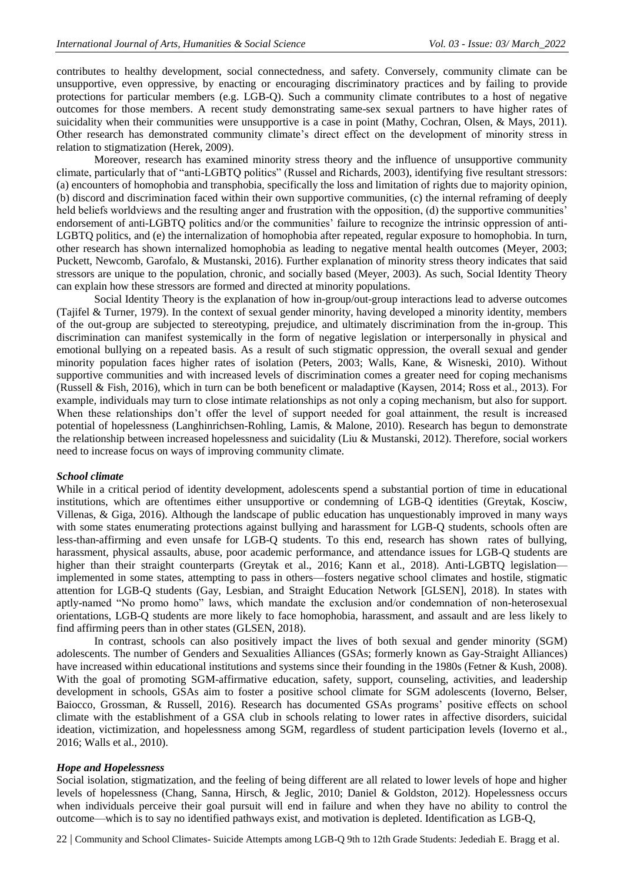contributes to healthy development, social connectedness, and safety. Conversely, community climate can be unsupportive, even oppressive, by enacting or encouraging discriminatory practices and by failing to provide protections for particular members (e.g. LGB-Q). Such a community climate contributes to a host of negative outcomes for those members. A recent study demonstrating same-sex sexual partners to have higher rates of suicidality when their communities were unsupportive is a case in point (Mathy, Cochran, Olsen, & Mays, 2011). Other research has demonstrated community climate's direct effect on the development of minority stress in relation to stigmatization (Herek, 2009).

Moreover, research has examined minority stress theory and the influence of unsupportive community climate, particularly that of "anti-LGBTQ politics" (Russel and Richards, 2003), identifying five resultant stressors: (a) encounters of homophobia and transphobia, specifically the loss and limitation of rights due to majority opinion, (b) discord and discrimination faced within their own supportive communities, (c) the internal reframing of deeply held beliefs worldviews and the resulting anger and frustration with the opposition, (d) the supportive communities' endorsement of anti-LGBTQ politics and/or the communities' failure to recognize the intrinsic oppression of anti-LGBTQ politics, and (e) the internalization of homophobia after repeated, regular exposure to homophobia. In turn, other research has shown internalized homophobia as leading to negative mental health outcomes (Meyer, 2003; Puckett, Newcomb, Garofalo, & Mustanski, 2016). Further explanation of minority stress theory indicates that said stressors are unique to the population, chronic, and socially based (Meyer, 2003). As such, Social Identity Theory can explain how these stressors are formed and directed at minority populations.

Social Identity Theory is the explanation of how in-group/out-group interactions lead to adverse outcomes (Tajifel & Turner, 1979). In the context of sexual gender minority, having developed a minority identity, members of the out-group are subjected to stereotyping, prejudice, and ultimately discrimination from the in-group. This discrimination can manifest systemically in the form of negative legislation or interpersonally in physical and emotional bullying on a repeated basis. As a result of such stigmatic oppression, the overall sexual and gender minority population faces higher rates of isolation (Peters, 2003; Walls, Kane, & Wisneski, 2010). Without supportive communities and with increased levels of discrimination comes a greater need for coping mechanisms (Russell & Fish, 2016), which in turn can be both beneficent or maladaptive (Kaysen, 2014; Ross et al., 2013). For example, individuals may turn to close intimate relationships as not only a coping mechanism, but also for support. When these relationships don't offer the level of support needed for goal attainment, the result is increased potential of hopelessness (Langhinrichsen-Rohling, Lamis, & Malone, 2010). Research has begun to demonstrate the relationship between increased hopelessness and suicidality (Liu & Mustanski, 2012). Therefore, social workers need to increase focus on ways of improving community climate.

### *School climate*

While in a critical period of identity development, adolescents spend a substantial portion of time in educational institutions, which are oftentimes either unsupportive or condemning of LGB-Q identities (Greytak, Kosciw, Villenas, & Giga, 2016). Although the landscape of public education has unquestionably improved in many ways with some states enumerating protections against bullying and harassment for LGB-Q students, schools often are less-than-affirming and even unsafe for LGB-Q students. To this end, research has shown rates of bullying, harassment, physical assaults, abuse, poor academic performance, and attendance issues for LGB-Q students are higher than their straight counterparts (Greytak et al., 2016; Kann et al., 2018). Anti-LGBTQ legislation—implemented in some states, attempting to pass in others—fosters negative school climates and hostile, stigmatic attention for LGB-Q students (Gay, Lesbian, and Straight Education Network [GLSEN], 2018). In states with aptly-named "No promo homo" laws, which mandate the exclusion and/or condemnation of non-heterosexual orientations, LGB-Q students are more likely to face homophobia, harassment, and assault and are less likely to find affirming peers than in other states (GLSEN, 2018).

In contrast, schools can also positively impact the lives of both sexual and gender minority (SGM) adolescents. The number of Genders and Sexualities Alliances (GSAs; formerly known as Gay-Straight Alliances) have increased within educational institutions and systems since their founding in the 1980s (Fetner & Kush, 2008). With the goal of promoting SGM-affirmative education, safety, support, counseling, activities, and leadership development in schools, GSAs aim to foster a positive school climate for SGM adolescents (Ioverno, Belser, Baiocco, Grossman, & Russell, 2016). Research has documented GSAs programs' positive effects on school climate with the establishment of a GSA club in schools relating to lower rates in affective disorders, suicidal ideation, victimization, and hopelessness among SGM, regardless of student participation levels (Ioverno et al., 2016; Walls et al., 2010).

### *Hope and Hopelessness*

Social isolation, stigmatization, and the feeling of being different are all related to lower levels of hope and higher levels of hopelessness (Chang, Sanna, Hirsch, & Jeglic, 2010; Daniel & Goldston, 2012). Hopelessness occurs when individuals perceive their goal pursuit will end in failure and when they have no ability to control the outcome—which is to say no identified pathways exist, and motivation is depleted. Identification as LGB-Q,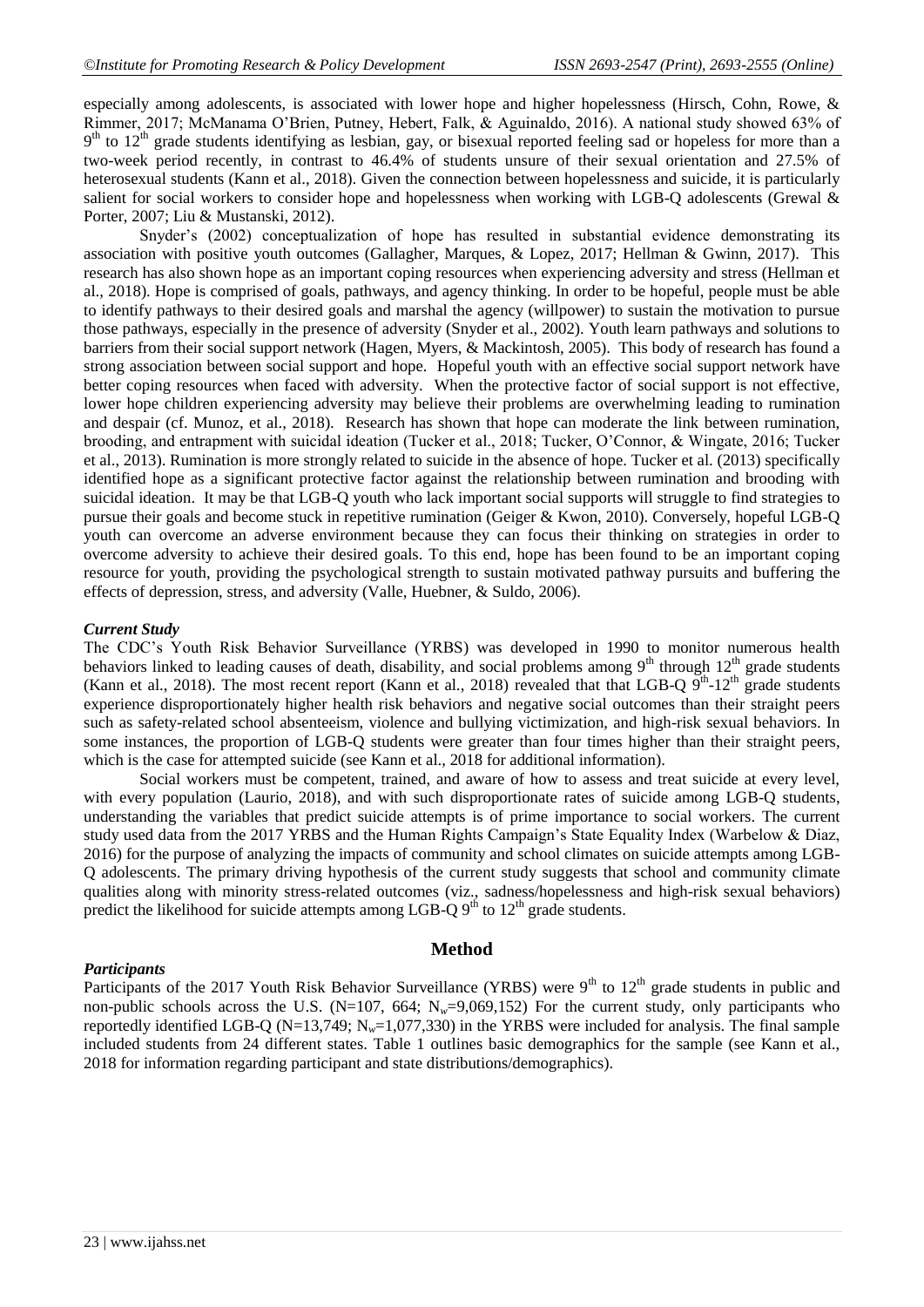especially among adolescents, is associated with lower hope and higher hopelessness (Hirsch, Cohn, Rowe, & Rimmer, 2017; McManama O'Brien, Putney, Hebert, Falk, & Aguinaldo, 2016). A national study showed 63% of 9th to 12th grade students identifying as lesbian, gay, or bisexual reported feeling sad or hopeless for more than a two-week period recently, in contrast to 46.4% of students unsure of their sexual orientation and 27.5% of heterosexual students (Kann et al., 2018). Given the connection between hopelessness and suicide, it is particularly salient for social workers to consider hope and hopelessness when working with LGB-Q adolescents (Grewal & Porter, 2007; Liu & Mustanski, 2012).

Snyder's (2002) conceptualization of hope has resulted in substantial evidence demonstrating its association with positive youth outcomes (Gallagher, Marques, & Lopez, 2017; Hellman & Gwinn, 2017). This research has also shown hope as an important coping resources when experiencing adversity and stress (Hellman et al., 2018). Hope is comprised of goals, pathways, and agency thinking. In order to be hopeful, people must be able to identify pathways to their desired goals and marshal the agency (willpower) to sustain the motivation to pursue those pathways, especially in the presence of adversity (Snyder et al., 2002). Youth learn pathways and solutions to barriers from their social support network (Hagen, Myers, & Mackintosh, 2005). This body of research has found a strong association between social support and hope. Hopeful youth with an effective social support network have better coping resources when faced with adversity. When the protective factor of social support is not effective, lower hope children experiencing adversity may believe their problems are overwhelming leading to rumination and despair (cf. Munoz, et al., 2018). Research has shown that hope can moderate the link between rumination, brooding, and entrapment with suicidal ideation (Tucker et al., 2018; Tucker, O'Connor, & Wingate, 2016; Tucker et al., 2013). Rumination is more strongly related to suicide in the absence of hope. Tucker et al. (2013) specifically identified hope as a significant protective factor against the relationship between rumination and brooding with suicidal ideation. It may be that LGB-Q youth who lack important social supports will struggle to find strategies to pursue their goals and become stuck in repetitive rumination (Geiger & Kwon, 2010). Conversely, hopeful LGB-Q youth can overcome an adverse environment because they can focus their thinking on strategies in order to overcome adversity to achieve their desired goals. To this end, hope has been found to be an important coping resource for youth, providing the psychological strength to sustain motivated pathway pursuits and buffering the effects of depression, stress, and adversity (Valle, Huebner, & Suldo, 2006).

### *Current Study*

The CDC's Youth Risk Behavior Surveillance (YRBS) was developed in 1990 to monitor numerous health behaviors linked to leading causes of death, disability, and social problems among 9th through 12th grade students (Kann et al., 2018). The most recent report (Kann et al., 2018) revealed that that LGB-Q 9th-12th grade students experience disproportionately higher health risk behaviors and negative social outcomes than their straight peers such as safety-related school absenteeism, violence and bullying victimization, and high-risk sexual behaviors. In some instances, the proportion of LGB-Q students were greater than four times higher than their straight peers, which is the case for attempted suicide (see Kann et al., 2018 for additional information).

Social workers must be competent, trained, and aware of how to assess and treat suicide at every level, with every population (Laurio, 2018), and with such disproportionate rates of suicide among LGB-Q students, understanding the variables that predict suicide attempts is of prime importance to social workers. The current study used data from the 2017 YRBS and the Human Rights Campaign's State Equality Index (Warbelow & Diaz, 2016) for the purpose of analyzing the impacts of community and school climates on suicide attempts among LGB-Q adolescents. The primary driving hypothesis of the current study suggests that school and community climate qualities along with minority stress-related outcomes (viz., sadness/hopelessness and high-risk sexual behaviors) predict the likelihood for suicide attempts among LGB-Q 9th to 12th grade students.

## Method

### *Participants*

Participants of the 2017 Youth Risk Behavior Surveillance (YRBS) were 9th to 12th grade students in public and non-public schools across the U.S. (N=107, 664; $N_w$=9,069,152) For the current study, only participants who reportedly identified LGB-Q (N=13,749; $N_w$=1,077,330) in the YRBS were included for analysis. The final sample included students from 24 different states. Table 1 outlines basic demographics for the sample (see Kann et al., 2018 for information regarding participant and state distributions/demographics).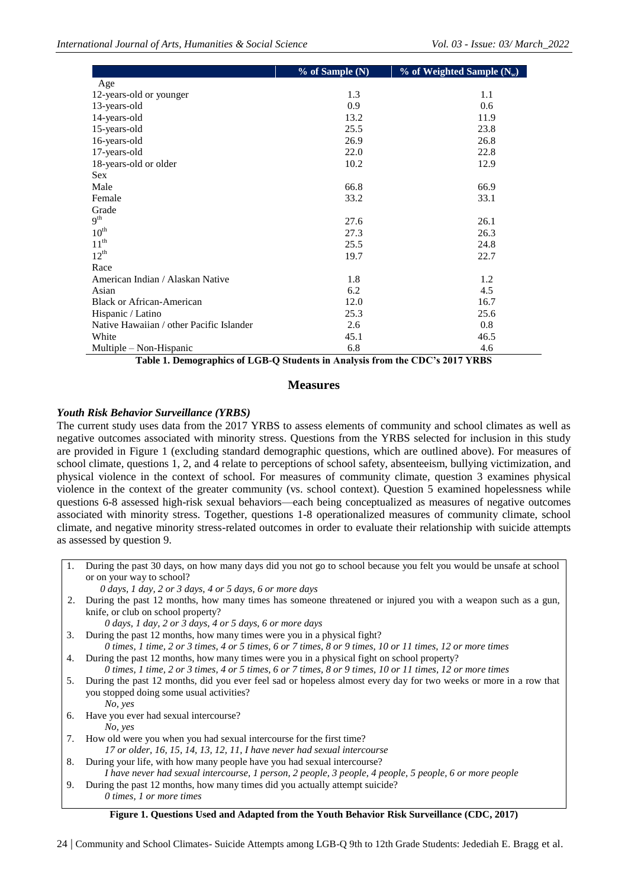| | % of Sample (N) | % of Weighted Sample ($N_w$) |
|---|---|---|
| Age | | |
| 12-years-old or younger | 1.3 | 1.1 |
| 13-years-old | 0.9 | 0.6 |
| 14-years-old | 13.2 | 11.9 |
| 15-years-old | 25.5 | 23.8 |
| 16-years-old | 26.9 | 26.8 |
| 17-years-old | 22.0 | 22.8 |
| 18-years-old or older | 10.2 | 12.9 |
| Sex | | |
| Male | 66.8 | 66.9 |
| Female | 33.2 | 33.1 |
| Grade | | |
| 9th | 27.6 | 26.1 |
| 10th | 27.3 | 26.3 |
| 11th | 25.5 | 24.8 |
| 12th | 19.7 | 22.7 |
| Race | | |
| American Indian / Alaskan Native | 1.8 | 1.2 |
| Asian | 6.2 | 4.5 |
| Black or African-American | 12.0 | 16.7 |
| Hispanic / Latino | 25.3 | 25.6 |
| Native Hawaiian / other Pacific Islander | 2.6 | 0.8 |
| White | 45.1 | 46.5 |
| Multiple – Non-Hispanic | 6.8 | 4.6 |

**Table 1. Demographics of LGB-Q Students in Analysis from the CDC's 2017 YRBS**

## Measures

### *Youth Risk Behavior Surveillance (YRBS)*

The current study uses data from the 2017 YRBS to assess elements of community and school climates as well as negative outcomes associated with minority stress. Questions from the YRBS selected for inclusion in this study are provided in Figure 1 (excluding standard demographic questions, which are outlined above). For measures of school climate, questions 1, 2, and 4 relate to perceptions of school safety, absenteeism, bullying victimization, and physical violence in the context of school. For measures of community climate, question 3 examines physical violence in the context of the greater community (vs. school context). Question 5 examined hopelessness while questions 6-8 assessed high-risk sexual behaviors—each being conceptualized as measures of negative outcomes associated with minority stress. Together, questions 1-8 operationalized measures of community climate, school climate, and negative minority stress-related outcomes in order to evaluate their relationship with suicide attempts as assessed by question 9.

1. During the past 30 days, on how many days did you not go to school because you felt you would be unsafe at school or on your way to school?
   *0 days, 1 day, 2 or 3 days, 4 or 5 days, 6 or more days*
2. During the past 12 months, how many times has someone threatened or injured you with a weapon such as a gun, knife, or club on school property?
   *0 days, 1 day, 2 or 3 days, 4 or 5 days, 6 or more days*
3. During the past 12 months, how many times were you in a physical fight?
   *0 times, 1 time, 2 or 3 times, 4 or 5 times, 6 or 7 times, 8 or 9 times, 10 or 11 times, 12 or more times*
4. During the past 12 months, how many times were you in a physical fight on school property?
   *0 times, 1 time, 2 or 3 times, 4 or 5 times, 6 or 7 times, 8 or 9 times, 10 or 11 times, 12 or more times*
5. During the past 12 months, did you ever feel sad or hopeless almost every day for two weeks or more in a row that you stopped doing some usual activities?
   *No, yes*
6. Have you ever had sexual intercourse?
   *No, yes*
7. How old were you when you had sexual intercourse for the first time?
   *17 or older, 16, 15, 14, 13, 12, 11, I have never had sexual intercourse*
8. During your life, with how many people have you had sexual intercourse?
   *I have never had sexual intercourse, 1 person, 2 people, 3 people, 4 people, 5 people, 6 or more people*
9. During the past 12 months, how many times did you actually attempt suicide?
   *0 times, 1 or more times*

**Figure 1. Questions Used and Adapted from the Youth Behavior Risk Surveillance (CDC, 2017)**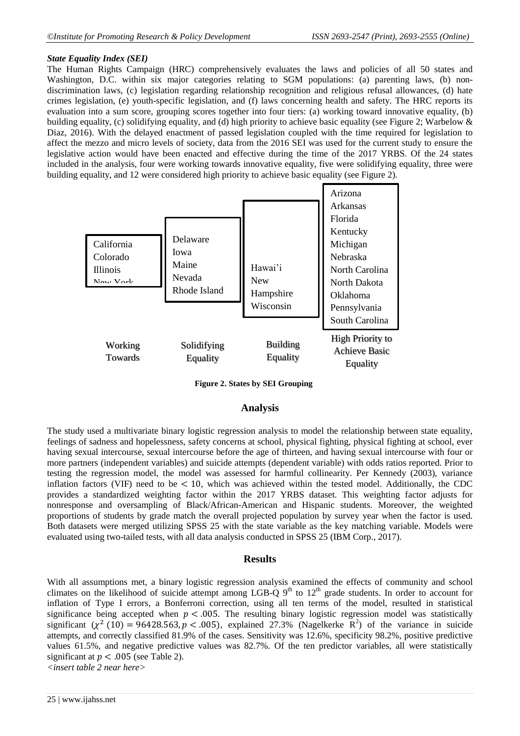### *State Equality Index (SEI)*

The Human Rights Campaign (HRC) comprehensively evaluates the laws and policies of all 50 states and Washington, D.C. within six major categories relating to SGM populations: (a) parenting laws, (b) non-discrimination laws, (c) legislation regarding relationship recognition and religious refusal allowances, (d) hate crimes legislation, (e) youth-specific legislation, and (f) laws concerning health and safety. The HRC reports its evaluation into a sum score, grouping scores together into four tiers: (a) working toward innovative equality, (b) building equality, (c) solidifying equality, and (d) high priority to achieve basic equality (see Figure 2; Warbelow & Diaz, 2016). With the delayed enactment of passed legislation coupled with the time required for legislation to affect the mezzo and micro levels of society, data from the 2016 SEI was used for the current study to ensure the legislative action would have been enacted and effective during the time of the 2017 YRBS. Of the 24 states included in the analysis, four were working towards innovative equality, five were solidifying equality, three were building equality, and 12 were considered high priority to achieve basic equality (see Figure 2).

| Working Towards | Solidifying Equality | Building Equality | High Priority to Achieve Basic Equality |
|---|---|---|---|
| California<br>Colorado<br>Illinois<br>New York | Delaware<br>Iowa<br>Maine<br>Nevada<br>Rhode Island | Hawai'i<br>New Hampshire<br>Wisconsin | Arizona<br>Arkansas<br>Florida<br>Kentucky<br>Michigan<br>Nebraska<br>North Carolina<br>North Dakota<br>Oklahoma<br>Pennsylvania<br>South Carolina |

**Figure 2. States by SEI Grouping**

## Analysis

The study used a multivariate binary logistic regression analysis to model the relationship between state equality, feelings of sadness and hopelessness, safety concerns at school, physical fighting, physical fighting at school, ever having sexual intercourse, sexual intercourse before the age of thirteen, and having sexual intercourse with four or more partners (independent variables) and suicide attempts (dependent variable) with odds ratios reported. Prior to testing the regression model, the model was assessed for harmful collinearity. Per Kennedy (2003), variance inflation factors (VIF) need to be $< 10$, which was achieved within the tested model. Additionally, the CDC provides a standardized weighting factor within the 2017 YRBS dataset. This weighting factor adjusts for nonresponse and oversampling of Black/African-American and Hispanic students. Moreover, the weighted proportions of students by grade match the overall projected population by survey year when the factor is used. Both datasets were merged utilizing SPSS 25 with the state variable as the key matching variable. Models were evaluated using two-tailed tests, with all data analysis conducted in SPSS 25 (IBM Corp., 2017).

## Results

With all assumptions met, a binary logistic regression analysis examined the effects of community and school climates on the likelihood of suicide attempt among LGB-Q 9th to 12th grade students. In order to account for inflation of Type I errors, a Bonferroni correction, using all ten terms of the model, resulted in statistical significance being accepted when $p < .005$. The resulting binary logistic regression model was statistically significant ($\chi^2\,(10) = 96428.563, p < .005$), explained 27.3% (Nagelkerke $R^2$) of the variance in suicide attempts, and correctly classified 81.9% of the cases. Sensitivity was 12.6%, specificity 98.2%, positive predictive values 61.5%, and negative predictive values was 82.7%. Of the ten predictor variables, all were statistically significant at $p < .005$ (see Table 2).

*<insert table 2 near here>*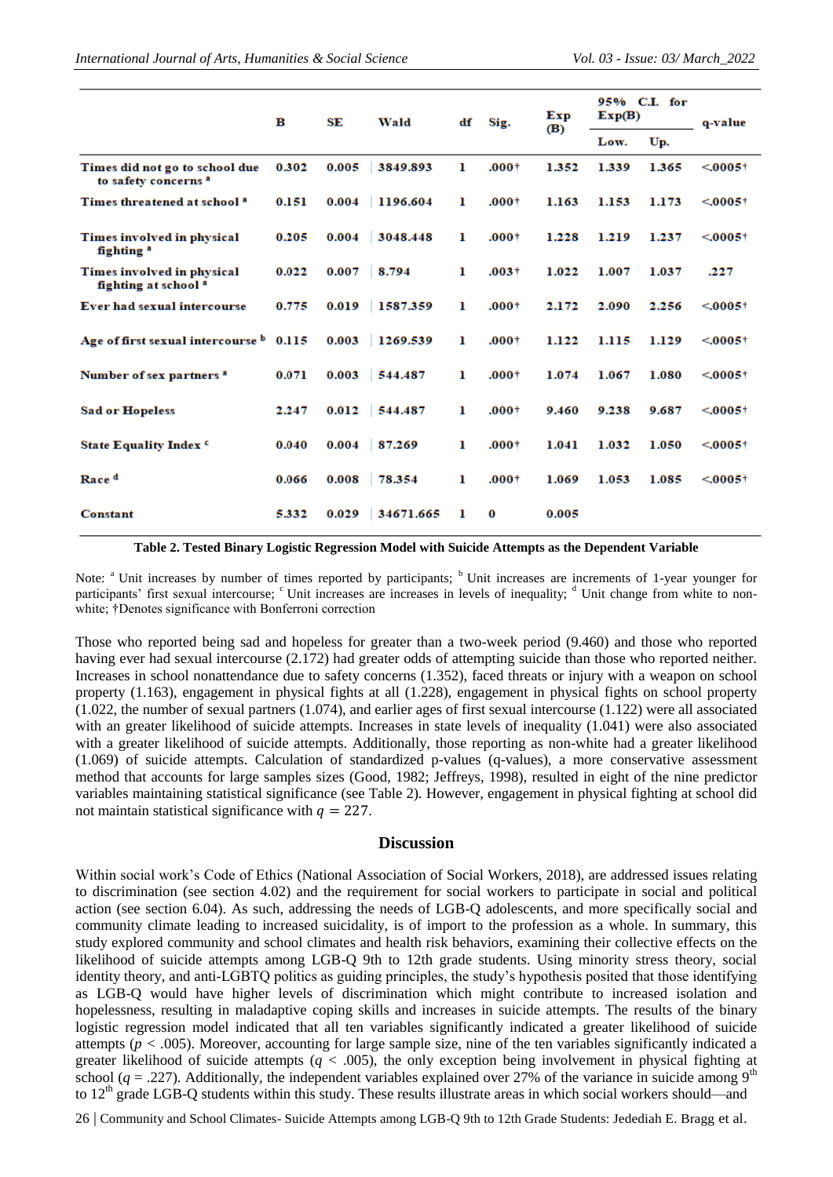| | B | SE | Wald | df | Sig. | Exp (B) | 95% C.I. for Exp(B) | | q-value |
|---|---|---|---|---|---|---|---|---|---|
| | | | | | | | Low. | Up. | |
| Times did not go to school due to safety concerns [a] | 0.302 | 0.005 | 3849.893 | 1 | .000† | 1.352 | 1.339 | 1.365 | <.0005† |
| Times threatened at school [a] | 0.151 | 0.004 | 1196.604 | 1 | .000† | 1.163 | 1.153 | 1.173 | <.0005† |
| Times involved in physical fighting [a] | 0.205 | 0.004 | 3048.448 | 1 | .000† | 1.228 | 1.219 | 1.237 | <.0005† |
| Times involved in physical fighting at school [a] | 0.022 | 0.007 | 8.794 | 1 | .003† | 1.022 | 1.007 | 1.037 | .227 |
| Ever had sexual intercourse | 0.775 | 0.019 | 1587.359 | 1 | .000† | 2.172 | 2.090 | 2.256 | <.0005† |
| Age of first sexual intercourse [b] | 0.115 | 0.003 | 1269.539 | 1 | .000† | 1.122 | 1.115 | 1.129 | <.0005† |
| Number of sex partners [a] | 0.071 | 0.003 | 544.487 | 1 | .000† | 1.074 | 1.067 | 1.080 | <.0005† |
| Sad or Hopeless | 2.247 | 0.012 | 544.487 | 1 | .000† | 9.460 | 9.238 | 9.687 | <.0005† |
| State Equality Index [c] | 0.040 | 0.004 | 87.269 | 1 | .000† | 1.041 | 1.032 | 1.050 | <.0005† |
| Race [d] | 0.066 | 0.008 | 78.354 | 1 | .000† | 1.069 | 1.053 | 1.085 | <.0005† |
| Constant | 5.332 | 0.029 | 34671.665 | 1 | 0 | 0.005 | | | |

**Table 2. Tested Binary Logistic Regression Model with Suicide Attempts as the Dependent Variable**

Note: [a] Unit increases by number of times reported by participants; [b] Unit increases are increments of 1-year younger for participants' first sexual intercourse; [c] Unit increases are increases in levels of inequality; [d] Unit change from white to non-white; †Denotes significance with Bonferroni correction

Those who reported being sad and hopeless for greater than a two-week period (9.460) and those who reported having ever had sexual intercourse (2.172) had greater odds of attempting suicide than those who reported neither. Increases in school nonattendance due to safety concerns (1.352), faced threats or injury with a weapon on school property (1.163), engagement in physical fights at all (1.228), engagement in physical fights on school property (1.022, the number of sexual partners (1.074), and earlier ages of first sexual intercourse (1.122) were all associated with an greater likelihood of suicide attempts. Increases in state levels of inequality (1.041) were also associated with a greater likelihood of suicide attempts. Additionally, those reporting as non-white had a greater likelihood (1.069) of suicide attempts. Calculation of standardized p-values (q-values), a more conservative assessment method that accounts for large samples sizes (Good, 1982; Jeffreys, 1998), resulted in eight of the nine predictor variables maintaining statistical significance (see Table 2). However, engagement in physical fighting at school did not maintain statistical significance with $q = 227$.

## Discussion

Within social work's Code of Ethics (National Association of Social Workers, 2018), are addressed issues relating to discrimination (see section 4.02) and the requirement for social workers to participate in social and political action (see section 6.04). As such, addressing the needs of LGB-Q adolescents, and more specifically social and community climate leading to increased suicidality, is of import to the profession as a whole. In summary, this study explored community and school climates and health risk behaviors, examining their collective effects on the likelihood of suicide attempts among LGB-Q 9th to 12th grade students. Using minority stress theory, social identity theory, and anti-LGBTQ politics as guiding principles, the study's hypothesis posited that those identifying as LGB-Q would have higher levels of discrimination which might contribute to increased isolation and hopelessness, resulting in maladaptive coping skills and increases in suicide attempts. The results of the binary logistic regression model indicated that all ten variables significantly indicated a greater likelihood of suicide attempts ($p < .005$). Moreover, accounting for large sample size, nine of the ten variables significantly indicated a greater likelihood of suicide attempts ($q < .005$), the only exception being involvement in physical fighting at school ($q = .227$). Additionally, the independent variables explained over 27% of the variance in suicide among 9th to 12th grade LGB-Q students within this study. These results illustrate areas in which social workers should—and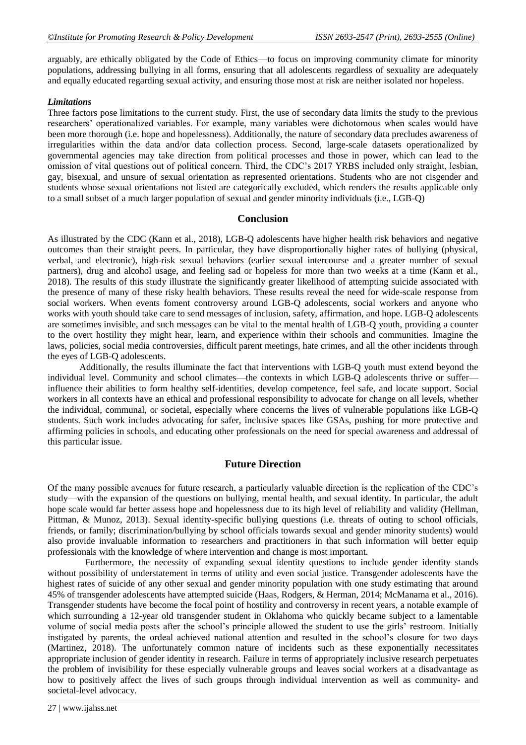arguably, are ethically obligated by the Code of Ethics—to focus on improving community climate for minority populations, addressing bullying in all forms, ensuring that all adolescents regardless of sexuality are adequately and equally educated regarding sexual activity, and ensuring those most at risk are neither isolated nor hopeless.

### *Limitations*

Three factors pose limitations to the current study. First, the use of secondary data limits the study to the previous researchers' operationalized variables. For example, many variables were dichotomous when scales would have been more thorough (i.e. hope and hopelessness). Additionally, the nature of secondary data precludes awareness of irregularities within the data and/or data collection process. Second, large-scale datasets operationalized by governmental agencies may take direction from political processes and those in power, which can lead to the omission of vital questions out of political concern. Third, the CDC's 2017 YRBS included only straight, lesbian, gay, bisexual, and unsure of sexual orientation as represented orientations. Students who are not cisgender and students whose sexual orientations not listed are categorically excluded, which renders the results applicable only to a small subset of a much larger population of sexual and gender minority individuals (i.e., LGB-Q)

## Conclusion

As illustrated by the CDC (Kann et al., 2018), LGB-Q adolescents have higher health risk behaviors and negative outcomes than their straight peers. In particular, they have disproportionally higher rates of bullying (physical, verbal, and electronic), high-risk sexual behaviors (earlier sexual intercourse and a greater number of sexual partners), drug and alcohol usage, and feeling sad or hopeless for more than two weeks at a time (Kann et al., 2018). The results of this study illustrate the significantly greater likelihood of attempting suicide associated with the presence of many of these risky health behaviors. These results reveal the need for wide-scale response from social workers. When events foment controversy around LGB-Q adolescents, social workers and anyone who works with youth should take care to send messages of inclusion, safety, affirmation, and hope. LGB-Q adolescents are sometimes invisible, and such messages can be vital to the mental health of LGB-Q youth, providing a counter to the overt hostility they might hear, learn, and experience within their schools and communities. Imagine the laws, policies, social media controversies, difficult parent meetings, hate crimes, and all the other incidents through the eyes of LGB-Q adolescents.

Additionally, the results illuminate the fact that interventions with LGB-Q youth must extend beyond the individual level. Community and school climates—the contexts in which LGB-Q adolescents thrive or suffer—influence their abilities to form healthy self-identities, develop competence, feel safe, and locate support. Social workers in all contexts have an ethical and professional responsibility to advocate for change on all levels, whether the individual, communal, or societal, especially where concerns the lives of vulnerable populations like LGB-Q students. Such work includes advocating for safer, inclusive spaces like GSAs, pushing for more protective and affirming policies in schools, and educating other professionals on the need for special awareness and addressal of this particular issue.

## Future Direction

Of the many possible avenues for future research, a particularly valuable direction is the replication of the CDC's study—with the expansion of the questions on bullying, mental health, and sexual identity. In particular, the adult hope scale would far better assess hope and hopelessness due to its high level of reliability and validity (Hellman, Pittman, & Munoz, 2013). Sexual identity-specific bullying questions (i.e. threats of outing to school officials, friends, or family; discrimination/bullying by school officials towards sexual and gender minority students) would also provide invaluable information to researchers and practitioners in that such information will better equip professionals with the knowledge of where intervention and change is most important.

Furthermore, the necessity of expanding sexual identity questions to include gender identity stands without possibility of understatement in terms of utility and even social justice. Transgender adolescents have the highest rates of suicide of any other sexual and gender minority population with one study estimating that around 45% of transgender adolescents have attempted suicide (Haas, Rodgers, & Herman, 2014; McManama et al., 2016). Transgender students have become the focal point of hostility and controversy in recent years, a notable example of which surrounding a 12-year old transgender student in Oklahoma who quickly became subject to a lamentable volume of social media posts after the school's principle allowed the student to use the girls' restroom. Initially instigated by parents, the ordeal achieved national attention and resulted in the school's closure for two days (Martinez, 2018). The unfortunately common nature of incidents such as these exponentially necessitates appropriate inclusion of gender identity in research. Failure in terms of appropriately inclusive research perpetuates the problem of invisibility for these especially vulnerable groups and leaves social workers at a disadvantage as how to positively affect the lives of such groups through individual intervention as well as community- and societal-level advocacy.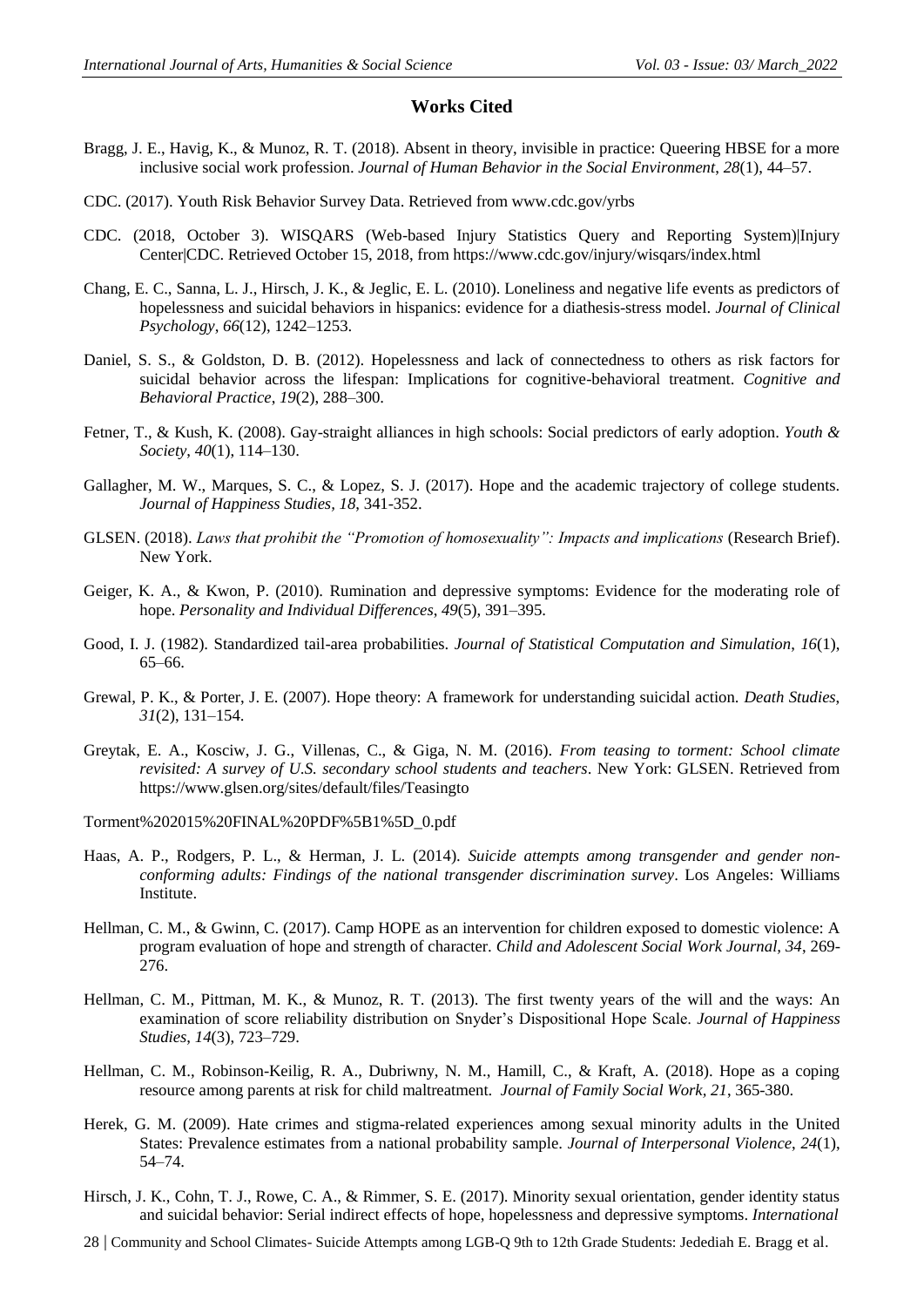## Works Cited

Bragg, J. E., Havig, K., & Munoz, R. T. (2018). Absent in theory, invisible in practice: Queering HBSE for a more inclusive social work profession. *Journal of Human Behavior in the Social Environment*, *28*(1), 44–57.

CDC. (2017). Youth Risk Behavior Survey Data. Retrieved from www.cdc.gov/yrbs

CDC. (2018, October 3). WISQARS (Web-based Injury Statistics Query and Reporting System)|Injury Center|CDC. Retrieved October 15, 2018, from https://www.cdc.gov/injury/wisqars/index.html

Chang, E. C., Sanna, L. J., Hirsch, J. K., & Jeglic, E. L. (2010). Loneliness and negative life events as predictors of hopelessness and suicidal behaviors in hispanics: evidence for a diathesis-stress model. *Journal of Clinical Psychology*, *66*(12), 1242–1253.

Daniel, S. S., & Goldston, D. B. (2012). Hopelessness and lack of connectedness to others as risk factors for suicidal behavior across the lifespan: Implications for cognitive-behavioral treatment. *Cognitive and Behavioral Practice*, *19*(2), 288–300.

Fetner, T., & Kush, K. (2008). Gay-straight alliances in high schools: Social predictors of early adoption. *Youth & Society*, *40*(1), 114–130.

Gallagher, M. W., Marques, S. C., & Lopez, S. J. (2017). Hope and the academic trajectory of college students. *Journal of Happiness Studies, 18*, 341-352.

GLSEN. (2018). *Laws that prohibit the "Promotion of homosexuality": Impacts and implications* (Research Brief). New York.

Geiger, K. A., & Kwon, P. (2010). Rumination and depressive symptoms: Evidence for the moderating role of hope. *Personality and Individual Differences*, *49*(5), 391–395.

Good, I. J. (1982). Standardized tail-area probabilities. *Journal of Statistical Computation and Simulation*, *16*(1), 65–66.

Grewal, P. K., & Porter, J. E. (2007). Hope theory: A framework for understanding suicidal action. *Death Studies*, *31*(2), 131–154.

Greytak, E. A., Kosciw, J. G., Villenas, C., & Giga, N. M. (2016). *From teasing to torment: School climate revisited: A survey of U.S. secondary school students and teachers*. New York: GLSEN. Retrieved from https://www.glsen.org/sites/default/files/Teasingto

Torment%202015%20FINAL%20PDF%5B1%5D_0.pdf

Haas, A. P., Rodgers, P. L., & Herman, J. L. (2014). *Suicide attempts among transgender and gender non-conforming adults: Findings of the national transgender discrimination survey*. Los Angeles: Williams Institute.

Hellman, C. M., & Gwinn, C. (2017). Camp HOPE as an intervention for children exposed to domestic violence: A program evaluation of hope and strength of character. *Child and Adolescent Social Work Journal, 34*, 269-276.

Hellman, C. M., Pittman, M. K., & Munoz, R. T. (2013). The first twenty years of the will and the ways: An examination of score reliability distribution on Snyder's Dispositional Hope Scale. *Journal of Happiness Studies*, *14*(3), 723–729.

Hellman, C. M., Robinson-Keilig, R. A., Dubriwny, N. M., Hamill, C., & Kraft, A. (2018). Hope as a coping resource among parents at risk for child maltreatment. *Journal of Family Social Work, 21*, 365-380.

Herek, G. M. (2009). Hate crimes and stigma-related experiences among sexual minority adults in the United States: Prevalence estimates from a national probability sample. *Journal of Interpersonal Violence*, *24*(1), 54–74.

Hirsch, J. K., Cohn, T. J., Rowe, C. A., & Rimmer, S. E. (2017). Minority sexual orientation, gender identity status and suicidal behavior: Serial indirect effects of hope, hopelessness and depressive symptoms. *International*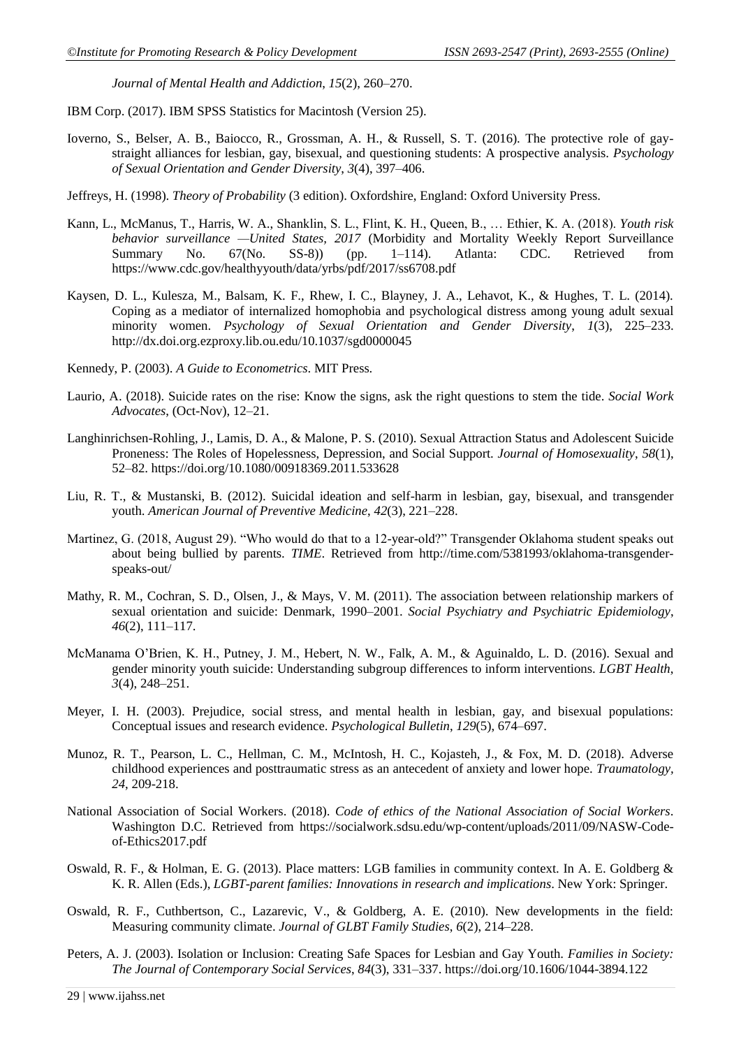*Journal of Mental Health and Addiction*, *15*(2), 260–270.

IBM Corp. (2017). IBM SPSS Statistics for Macintosh (Version 25).

Ioverno, S., Belser, A. B., Baiocco, R., Grossman, A. H., & Russell, S. T. (2016). The protective role of gay-straight alliances for lesbian, gay, bisexual, and questioning students: A prospective analysis. *Psychology of Sexual Orientation and Gender Diversity*, *3*(4), 397–406.

Jeffreys, H. (1998). *Theory of Probability* (3 edition). Oxfordshire, England: Oxford University Press.

Kann, L., McManus, T., Harris, W. A., Shanklin, S. L., Flint, K. H., Queen, B., … Ethier, K. A. (2018). *Youth risk behavior surveillance —United States, 2017* (Morbidity and Mortality Weekly Report Surveillance Summary No. 67(No. SS-8)) (pp. 1–114). Atlanta: CDC. Retrieved from https://www.cdc.gov/healthyyouth/data/yrbs/pdf/2017/ss6708.pdf

Kaysen, D. L., Kulesza, M., Balsam, K. F., Rhew, I. C., Blayney, J. A., Lehavot, K., & Hughes, T. L. (2014). Coping as a mediator of internalized homophobia and psychological distress among young adult sexual minority women. *Psychology of Sexual Orientation and Gender Diversity*, *1*(3), 225–233. http://dx.doi.org.ezproxy.lib.ou.edu/10.1037/sgd0000045

Kennedy, P. (2003). *A Guide to Econometrics*. MIT Press.

Laurio, A. (2018). Suicide rates on the rise: Know the signs, ask the right questions to stem the tide. *Social Work Advocates*, (Oct-Nov), 12–21.

Langhinrichsen-Rohling, J., Lamis, D. A., & Malone, P. S. (2010). Sexual Attraction Status and Adolescent Suicide Proneness: The Roles of Hopelessness, Depression, and Social Support. *Journal of Homosexuality*, *58*(1), 52–82. https://doi.org/10.1080/00918369.2011.533628

Liu, R. T., & Mustanski, B. (2012). Suicidal ideation and self-harm in lesbian, gay, bisexual, and transgender youth. *American Journal of Preventive Medicine*, *42*(3), 221–228.

Martinez, G. (2018, August 29). "Who would do that to a 12-year-old?" Transgender Oklahoma student speaks out about being bullied by parents. *TIME*. Retrieved from http://time.com/5381993/oklahoma-transgender-speaks-out/

Mathy, R. M., Cochran, S. D., Olsen, J., & Mays, V. M. (2011). The association between relationship markers of sexual orientation and suicide: Denmark, 1990–2001. *Social Psychiatry and Psychiatric Epidemiology*, *46*(2), 111–117.

McManama O'Brien, K. H., Putney, J. M., Hebert, N. W., Falk, A. M., & Aguinaldo, L. D. (2016). Sexual and gender minority youth suicide: Understanding subgroup differences to inform interventions. *LGBT Health*, *3*(4), 248–251.

Meyer, I. H. (2003). Prejudice, social stress, and mental health in lesbian, gay, and bisexual populations: Conceptual issues and research evidence. *Psychological Bulletin*, *129*(5), 674–697.

Munoz, R. T., Pearson, L. C., Hellman, C. M., McIntosh, H. C., Kojasteh, J., & Fox, M. D. (2018). Adverse childhood experiences and posttraumatic stress as an antecedent of anxiety and lower hope. *Traumatology*, *24*, 209-218.

National Association of Social Workers. (2018). *Code of ethics of the National Association of Social Workers*. Washington D.C. Retrieved from https://socialwork.sdsu.edu/wp-content/uploads/2011/09/NASW-Code-of-Ethics2017.pdf

Oswald, R. F., & Holman, E. G. (2013). Place matters: LGB families in community context. In A. E. Goldberg & K. R. Allen (Eds.), *LGBT-parent families: Innovations in research and implications*. New York: Springer.

Oswald, R. F., Cuthbertson, C., Lazarevic, V., & Goldberg, A. E. (2010). New developments in the field: Measuring community climate. *Journal of GLBT Family Studies*, *6*(2), 214–228.

Peters, A. J. (2003). Isolation or Inclusion: Creating Safe Spaces for Lesbian and Gay Youth. *Families in Society: The Journal of Contemporary Social Services*, *84*(3), 331–337. https://doi.org/10.1606/1044-3894.122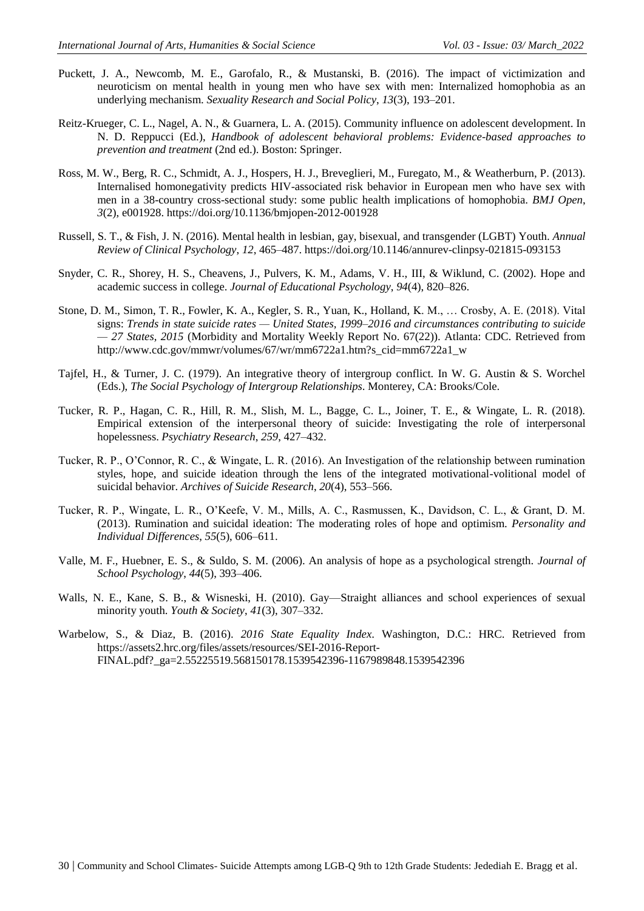Puckett, J. A., Newcomb, M. E., Garofalo, R., & Mustanski, B. (2016). The impact of victimization and neuroticism on mental health in young men who have sex with men: Internalized homophobia as an underlying mechanism. *Sexuality Research and Social Policy*, *13*(3), 193–201.

Reitz-Krueger, C. L., Nagel, A. N., & Guarnera, L. A. (2015). Community influence on adolescent development. In N. D. Reppucci (Ed.), *Handbook of adolescent behavioral problems: Evidence-based approaches to prevention and treatment* (2nd ed.). Boston: Springer.

Ross, M. W., Berg, R. C., Schmidt, A. J., Hospers, H. J., Breveglieri, M., Furegato, M., & Weatherburn, P. (2013). Internalised homonegativity predicts HIV-associated risk behavior in European men who have sex with men in a 38-country cross-sectional study: some public health implications of homophobia. *BMJ Open*, *3*(2), e001928. https://doi.org/10.1136/bmjopen-2012-001928

Russell, S. T., & Fish, J. N. (2016). Mental health in lesbian, gay, bisexual, and transgender (LGBT) Youth. *Annual Review of Clinical Psychology*, *12*, 465–487. https://doi.org/10.1146/annurev-clinpsy-021815-093153

Snyder, C. R., Shorey, H. S., Cheavens, J., Pulvers, K. M., Adams, V. H., III, & Wiklund, C. (2002). Hope and academic success in college. *Journal of Educational Psychology*, *94*(4), 820–826.

Stone, D. M., Simon, T. R., Fowler, K. A., Kegler, S. R., Yuan, K., Holland, K. M., … Crosby, A. E. (2018). Vital signs: *Trends in state suicide rates — United States, 1999–2016 and circumstances contributing to suicide — 27 States, 2015* (Morbidity and Mortality Weekly Report No. 67(22)). Atlanta: CDC. Retrieved from http://www.cdc.gov/mmwr/volumes/67/wr/mm6722a1.htm?s_cid=mm6722a1_w

Tajfel, H., & Turner, J. C. (1979). An integrative theory of intergroup conflict. In W. G. Austin & S. Worchel (Eds.), *The Social Psychology of Intergroup Relationships*. Monterey, CA: Brooks/Cole.

Tucker, R. P., Hagan, C. R., Hill, R. M., Slish, M. L., Bagge, C. L., Joiner, T. E., & Wingate, L. R. (2018). Empirical extension of the interpersonal theory of suicide: Investigating the role of interpersonal hopelessness. *Psychiatry Research*, *259*, 427–432.

Tucker, R. P., O'Connor, R. C., & Wingate, L. R. (2016). An Investigation of the relationship between rumination styles, hope, and suicide ideation through the lens of the integrated motivational-volitional model of suicidal behavior. *Archives of Suicide Research*, *20*(4), 553–566.

Tucker, R. P., Wingate, L. R., O'Keefe, V. M., Mills, A. C., Rasmussen, K., Davidson, C. L., & Grant, D. M. (2013). Rumination and suicidal ideation: The moderating roles of hope and optimism. *Personality and Individual Differences*, *55*(5), 606–611.

Valle, M. F., Huebner, E. S., & Suldo, S. M. (2006). An analysis of hope as a psychological strength. *Journal of School Psychology*, *44*(5), 393–406.

Walls, N. E., Kane, S. B., & Wisneski, H. (2010). Gay—Straight alliances and school experiences of sexual minority youth. *Youth & Society*, *41*(3), 307–332.

Warbelow, S., & Diaz, B. (2016). *2016 State Equality Index*. Washington, D.C.: HRC. Retrieved from https://assets2.hrc.org/files/assets/resources/SEI-2016-Report-FINAL.pdf?_ga=2.55225519.568150178.1539542396-1167989848.1539542396